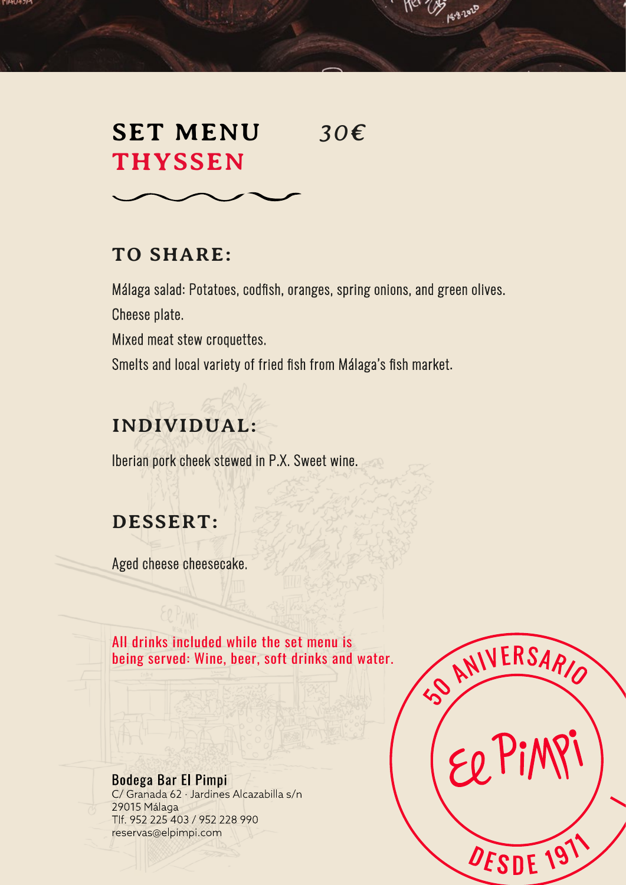# SET MENU THYSSEN

*30€*

## TO SHARE:

Málaga salad: Potatoes, codfish, oranges, spring onions, and green olives.

Cheese plate.

Mixed meat stew croquettes.

Smelts and local variety of fried fish from Málaga's fish market.

## INDIVIDUAL:

Iberian pork cheek stewed in P.X. Sweet wine.

## DESSERT:

Aged cheese cheesecake.

All drinks included while the set menu is being served: Wine, beer, soft drinks and water.

**Bodega Bar El Pimpi**
C/ Granada 62 · Jardines Alcazabilla s/n
29015 Málaga
Tlf. 952 225 403 / 952 228 990
reservas@elpimpi.com

50 ANIVERSARIO
El Pimpi
DESDE 1971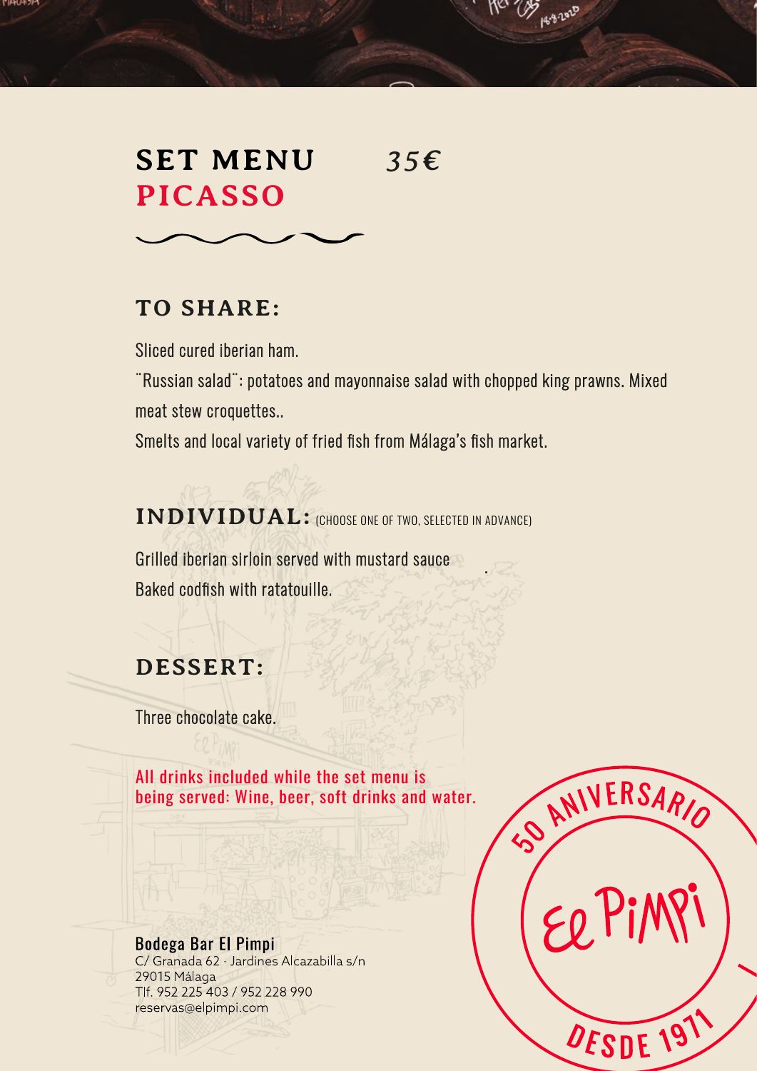# SET MENU 35€
# PICASSO

## TO SHARE:

Sliced cured iberian ham.

¨Russian salad¨: potatoes and mayonnaise salad with chopped king prawns. Mixed meat stew croquettes..

Smelts and local variety of fried fish from Málaga's fish market.

## INDIVIDUAL: (CHOOSE ONE OF TWO, SELECTED IN ADVANCE)

Grilled iberian sirloin served with mustard sauce

Baked codfish with ratatouille.

## DESSERT:

Three chocolate cake.

All drinks included while the set menu is being served: Wine, beer, soft drinks and water.

50 ANIVERSARIO
El Pimpi
DESDE 1971

**Bodega Bar El Pimpi**
C/ Granada 62 · Jardines Alcazabilla s/n
29015 Málaga
Tlf. 952 225 403 / 952 228 990
reservas@elpimpi.com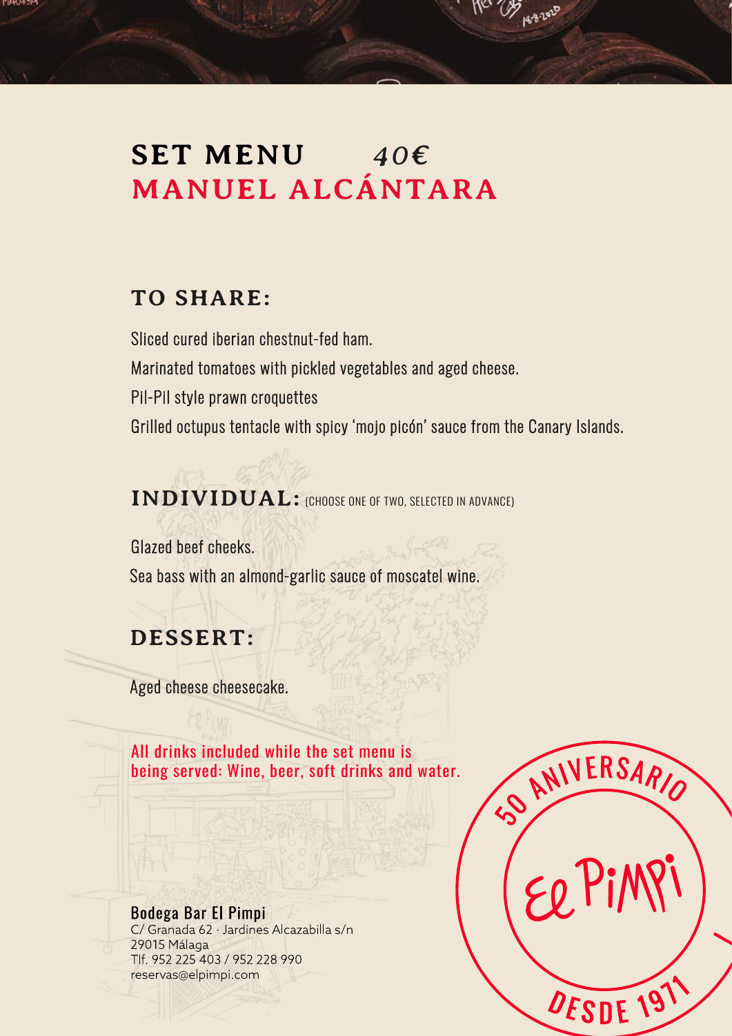# SET MENU *40€*
# MANUEL ALCÁNTARA

## TO SHARE:

Sliced cured iberian chestnut-fed ham.

Marinated tomatoes with pickled vegetables and aged cheese.

Pil-Pil style prawn croquettes

Grilled octupus tentacle with spicy 'mojo picón' sauce from the Canary Islands.

## INDIVIDUAL: (CHOOSE ONE OF TWO, SELECTED IN ADVANCE)

Glazed beef cheeks.

Sea bass with an almond-garlic sauce of moscatel wine.

## DESSERT:

Aged cheese cheesecake.

All drinks included while the set menu is being served: Wine, beer, soft drinks and water.

**Bodega Bar El Pimpi**
C/ Granada 62 · Jardines Alcazabilla s/n
29015 Málaga
Tlf. 952 225 403 / 952 228 990
reservas@elpimpi.com

50 ANIVERSARIO
El Pimpi
DESDE 1971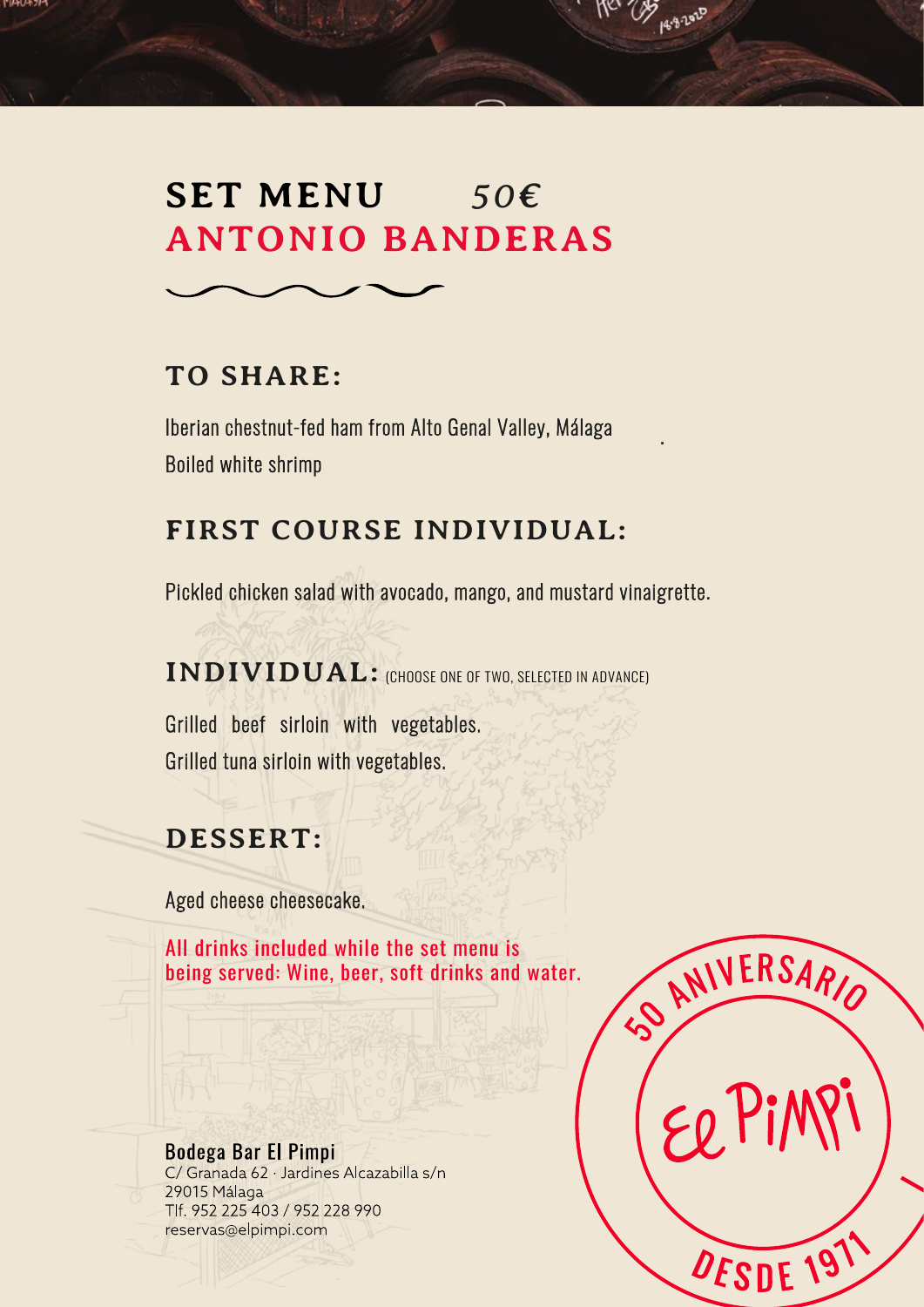# SET MENU *50€*
# ANTONIO BANDERAS

## TO SHARE:

Iberian chestnut-fed ham from Alto Genal Valley, Málaga

Boiled white shrimp

## FIRST COURSE INDIVIDUAL:

Pickled chicken salad with avocado, mango, and mustard vinaigrette.

## INDIVIDUAL: (CHOOSE ONE OF TWO, SELECTED IN ADVANCE)

Grilled beef sirloin with vegetables.

Grilled tuna sirloin with vegetables.

## DESSERT:

Aged cheese cheesecake.

All drinks included while the set menu is being served: Wine, beer, soft drinks and water.

50 ANIVERSARIO

El Pimpi

DESDE 1971

**Bodega Bar El Pimpi**
C/ Granada 62 · Jardines Alcazabilla s/n
29015 Málaga
Tlf. 952 225 403 / 952 228 990
reservas@elpimpi.com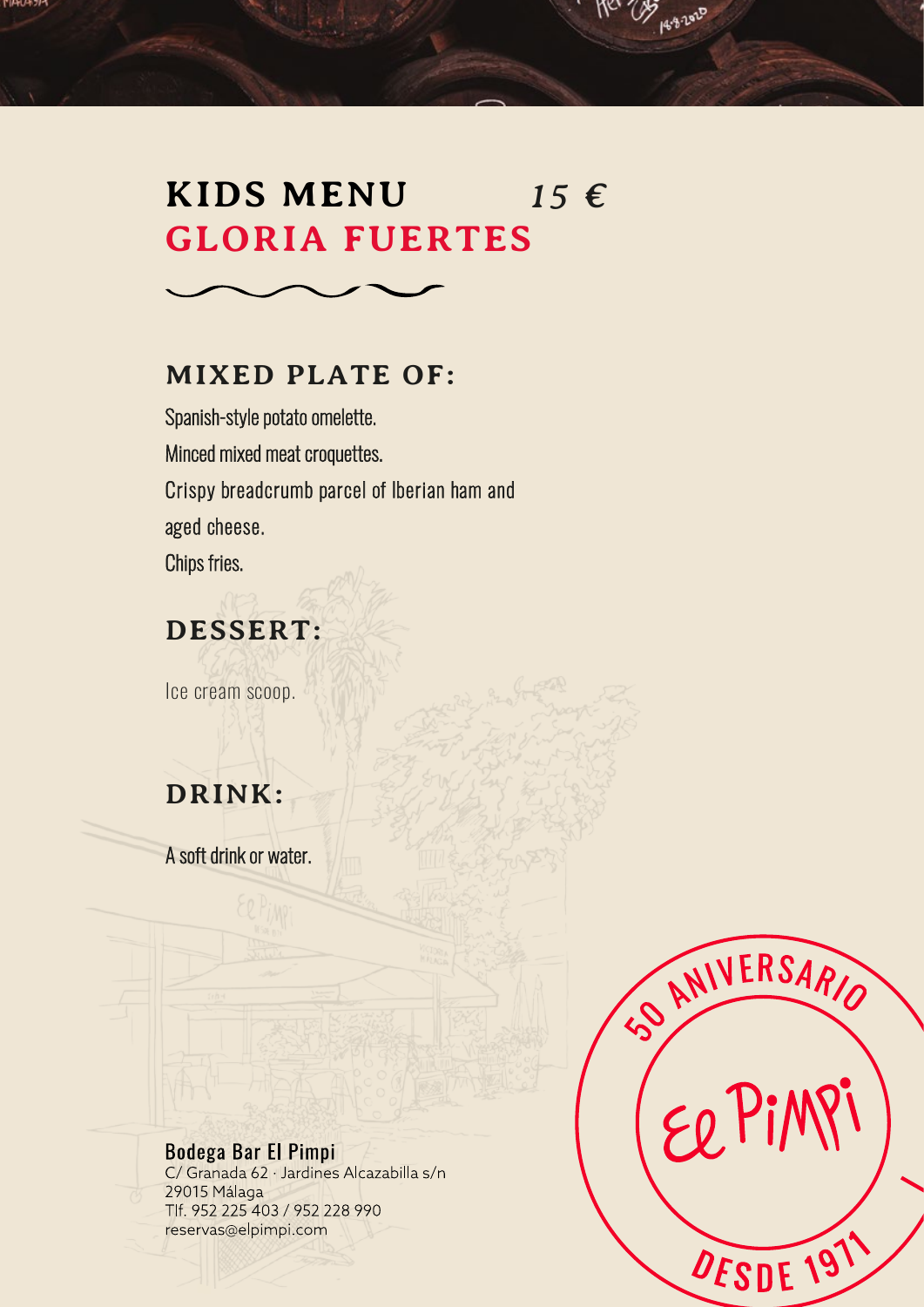# KIDS MENU 15 €
# GLORIA FUERTES

## MIXED PLATE OF:

Spanish-style potato omelette.
Minced mixed meat croquettes.
Crispy breadcrumb parcel of Iberian ham and aged cheese.
Chips fries.

## DESSERT:

Ice cream scoop.

## DRINK:

A soft drink or water.

**Bodega Bar El Pimpi**
C/ Granada 62 · Jardines Alcazabilla s/n
29015 Málaga
Tlf. 952 225 403 / 952 228 990
reservas@elpimpi.com

50 ANIVERSARIO
El Pimpi
DESDE 1971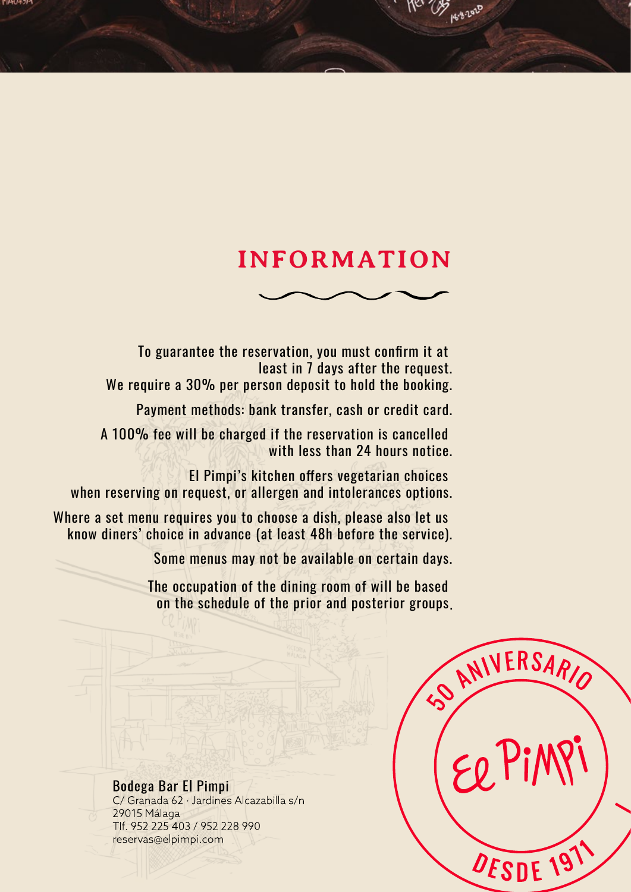# INFORMATION

To guarantee the reservation, you must confirm it at least in 7 days after the request.
We require a 30% per person deposit to hold the booking.

Payment methods: bank transfer, cash or credit card.

A 100% fee will be charged if the reservation is cancelled with less than 24 hours notice.

El Pimpi's kitchen offers vegetarian choices when reserving on request, or allergen and intolerances options.

Where a set menu requires you to choose a dish, please also let us know diners' choice in advance (at least 48h before the service).

Some menus may not be available on certain days.

The occupation of the dining room of will be based on the schedule of the prior and posterior groups.

**Bodega Bar El Pimpi**
C/ Granada 62 · Jardines Alcazabilla s/n
29015 Málaga
Tlf. 952 225 403 / 952 228 990
reservas@elpimpi.com

50 ANIVERSARIO
El Pimpi
DESDE 1971